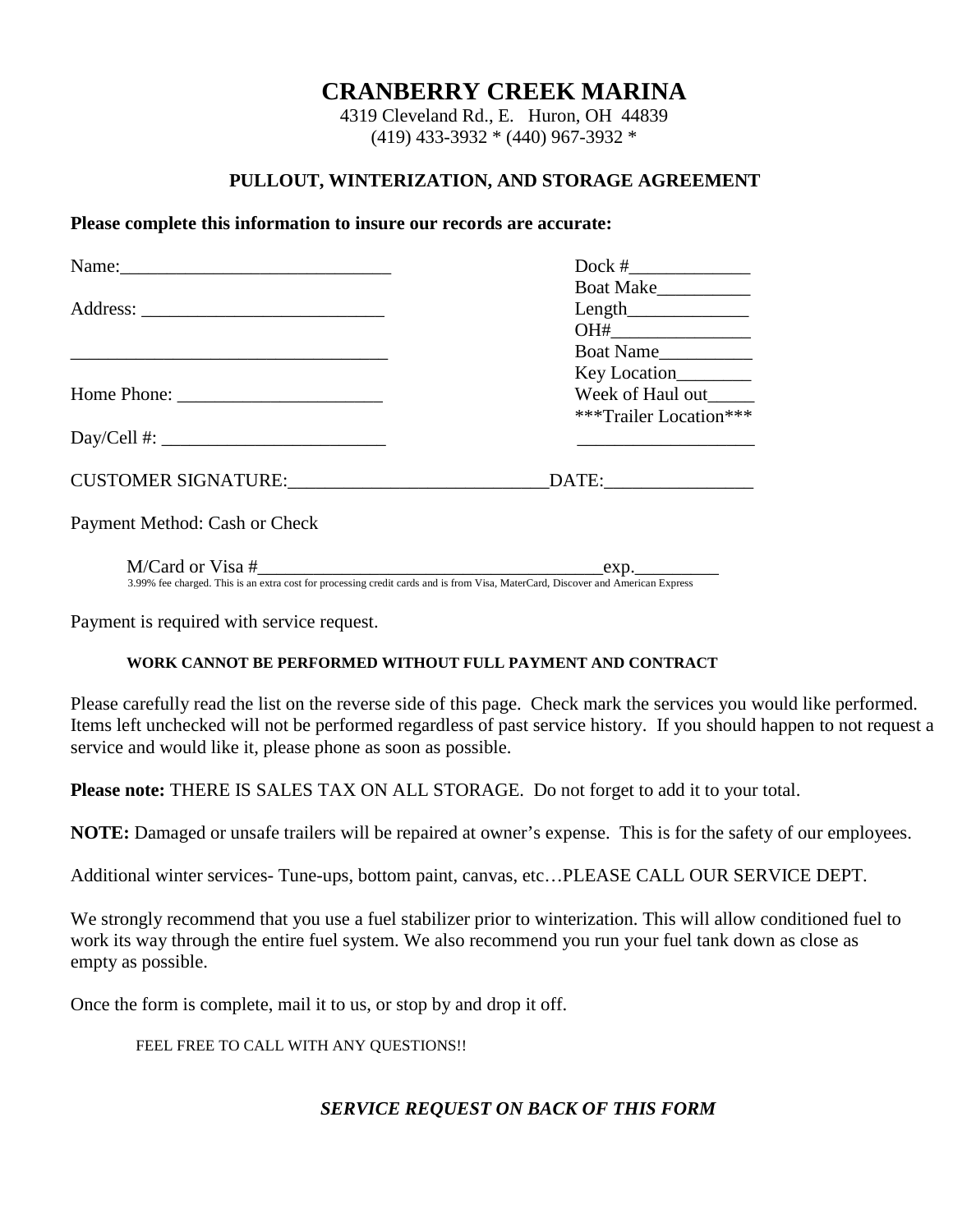# CRANBERRY CREEK MARINA

4319 Cleveland Rd., E. Huron, OH 44839
(419) 433-3932 * (440) 967-3932 *

## PULLOUT, WINTERIZATION, AND STORAGE AGREEMENT

**Please complete this information to insure our records are accurate:**

Name:______________________________

Address: __________________________

___________________________________

Home Phone: ______________________

Day/Cell #: ________________________

Dock #_____________

Boat Make__________

Length_____________

OH#_______________

Boat Name__________

Key Location________

Week of Haul out_____

***Trailer Location***

___________________

CUSTOMER SIGNATURE:____________________________DATE:________________

Payment Method: Cash or Check

M/Card or Visa #______________________________________exp._________

3.99% fee charged. This is an extra cost for processing credit cards and is from Visa, MaterCard, Discover and American Express

Payment is required with service request.

**WORK CANNOT BE PERFORMED WITHOUT FULL PAYMENT AND CONTRACT**

Please carefully read the list on the reverse side of this page. Check mark the services you would like performed. Items left unchecked will not be performed regardless of past service history. If you should happen to not request a service and would like it, please phone as soon as possible.

**Please note:** THERE IS SALES TAX ON ALL STORAGE. Do not forget to add it to your total.

**NOTE:** Damaged or unsafe trailers will be repaired at owner's expense. This is for the safety of our employees.

Additional winter services- Tune-ups, bottom paint, canvas, etc…PLEASE CALL OUR SERVICE DEPT.

We strongly recommend that you use a fuel stabilizer prior to winterization. This will allow conditioned fuel to work its way through the entire fuel system. We also recommend you run your fuel tank down as close as empty as possible.

Once the form is complete, mail it to us, or stop by and drop it off.

FEEL FREE TO CALL WITH ANY QUESTIONS!!

***SERVICE REQUEST ON BACK OF THIS FORM***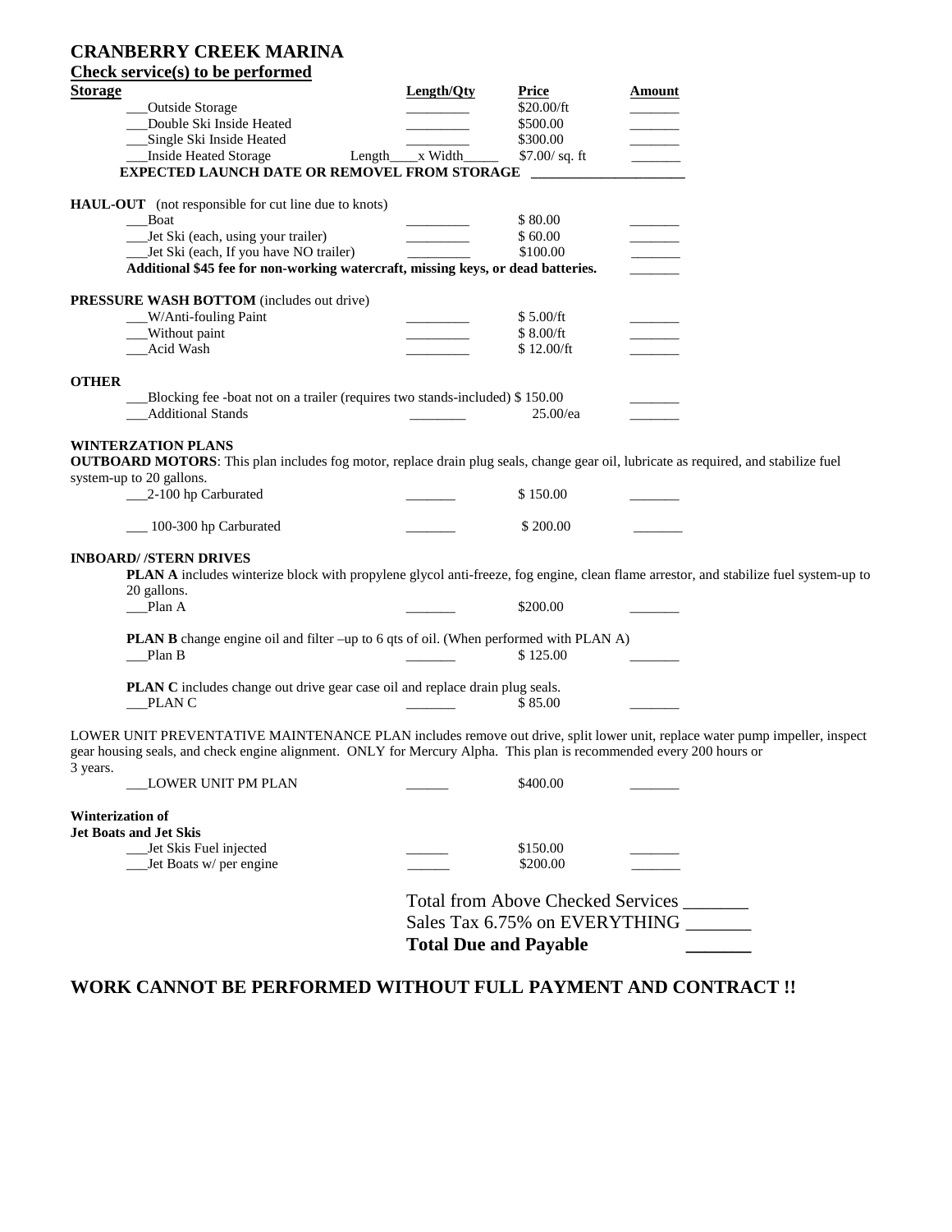# CRANBERRY CREEK MARINA

## Check service(s) to be performed

| Storage | Length/Qty | Price | Amount |
|---|---|---|---|
| ___Outside Storage | _________ | \$20.00/ft | _______ |
| ___Double Ski Inside Heated | _________ | \$500.00 | _______ |
| ___Single Ski Inside Heated | _________ | \$300.00 | _______ |
| ___Inside Heated Storage | Length____x Width_____ | \$7.00/ sq. ft | _______ |

**EXPECTED LAUNCH DATE OR REMOVEL FROM STORAGE** _____________________

**HAUL-OUT** (not responsible for cut line due to knots)

| | | | |
|---|---|---|---|
| ___Boat | _________ | \$ 80.00 | _______ |
| ___Jet Ski (each, using your trailer) | _________ | \$ 60.00 | _______ |
| ___Jet Ski (each, If you have NO trailer) | _________ | \$100.00 | _______ |
| **Additional \$45 fee for non-working watercraft, missing keys, or dead batteries.** | | | _______ |

**PRESSURE WASH BOTTOM** (includes out drive)

| | | | |
|---|---|---|---|
| ___W/Anti-fouling Paint | _________ | \$ 5.00/ft | _______ |
| ___Without paint | _________ | \$ 8.00/ft | _______ |
| ___Acid Wash | _________ | \$ 12.00/ft | _______ |

**OTHER**

| | | | |
|---|---|---|---|
| ___Blocking fee -boat not on a trailer (requires two stands-included) | | \$ 150.00 | _______ |
| ___Additional Stands | ________ | 25.00/ea | _______ |

**WINTERZATION PLANS**

**OUTBOARD MOTORS**: This plan includes fog motor, replace drain plug seals, change gear oil, lubricate as required, and stabilize fuel system-up to 20 gallons.

| | | | |
|---|---|---|---|
| ___2-100 hp Carburated | _______ | \$ 150.00 | _______ |
| ___ 100-300 hp Carburated | _______ | \$ 200.00 | _______ |

**INBOARD/ /STERN DRIVES**

**PLAN A** includes winterize block with propylene glycol anti-freeze, fog engine, clean flame arrestor, and stabilize fuel system-up to 20 gallons.

| | | | |
|---|---|---|---|
| ___Plan A | _______ | \$200.00 | _______ |

**PLAN B** change engine oil and filter –up to 6 qts of oil. (When performed with PLAN A)

| | | | |
|---|---|---|---|
| ___Plan B | _______ | \$ 125.00 | _______ |

**PLAN C** includes change out drive gear case oil and replace drain plug seals.

| | | | |
|---|---|---|---|
| ___PLAN C | _______ | \$ 85.00 | _______ |

LOWER UNIT PREVENTATIVE MAINTENANCE PLAN includes remove out drive, split lower unit, replace water pump impeller, inspect gear housing seals, and check engine alignment. ONLY for Mercury Alpha. This plan is recommended every 200 hours or 3 years.

| | | | |
|---|---|---|---|
| ___LOWER UNIT PM PLAN | ______ | \$400.00 | _______ |

**Winterization of**
**Jet Boats and Jet Skis**

| | | | |
|---|---|---|---|
| ___Jet Skis Fuel injected | ______ | \$150.00 | _______ |
| ___Jet Boats w/ per engine | ______ | \$200.00 | _______ |

Total from Above Checked Services _______
Sales Tax 6.75% on EVERYTHING _______
**Total Due and Payable** _______

## WORK CANNOT BE PERFORMED WITHOUT FULL PAYMENT AND CONTRACT !!